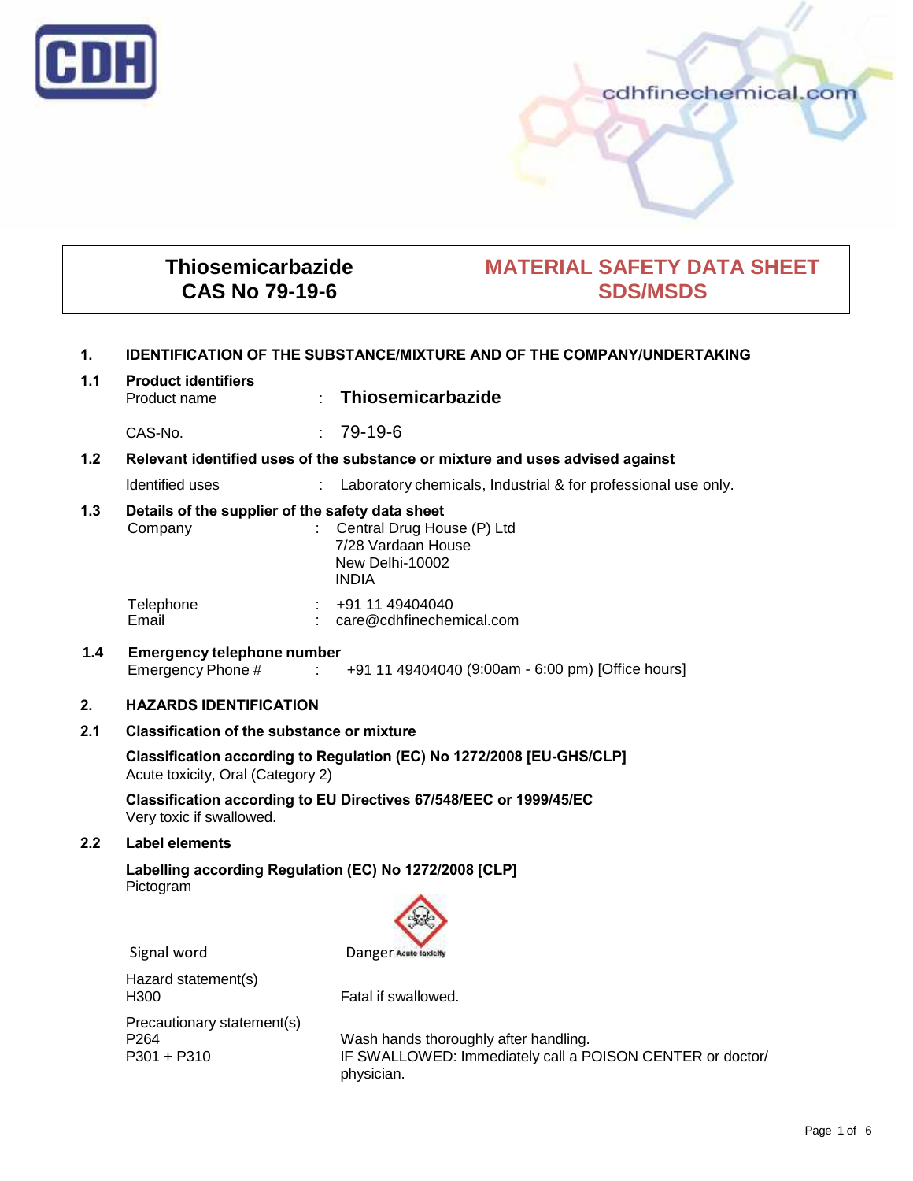CDH

cdhfinechemical.com

| Thiosemicarbazide CAS No 79-19-6 | MATERIAL SAFETY DATA SHEET SDS/MSDS |
|---|---|

## 1. IDENTIFICATION OF THE SUBSTANCE/MIXTURE AND OF THE COMPANY/UNDERTAKING

### 1.1 Product identifiers

Product name : **Thiosemicarbazide**

CAS-No. : 79-19-6

### 1.2 Relevant identified uses of the substance or mixture and uses advised against

Identified uses : Laboratory chemicals, Industrial & for professional use only.

### 1.3 Details of the supplier of the safety data sheet

Company : Central Drug House (P) Ltd
7/28 Vardaan House
New Delhi-10002
INDIA

Telephone : +91 11 49404040
Email : care@cdhfinechemical.com

### 1.4 Emergency telephone number

Emergency Phone # : +91 11 49404040 (9:00am - 6:00 pm) [Office hours]

## 2. HAZARDS IDENTIFICATION

### 2.1 Classification of the substance or mixture

**Classification according to Regulation (EC) No 1272/2008 [EU-GHS/CLP]**
Acute toxicity, Oral (Category 2)

**Classification according to EU Directives 67/548/EEC or 1999/45/EC**
Very toxic if swallowed.

### 2.2 Label elements

**Labelling according Regulation (EC) No 1272/2008 [CLP]**
Pictogram

Signal word Danger Acute toxicity

Hazard statement(s)
H300 Fatal if swallowed.

Precautionary statement(s)
P264 Wash hands thoroughly after handling.
P301 + P310 IF SWALLOWED: Immediately call a POISON CENTER or doctor/ physician.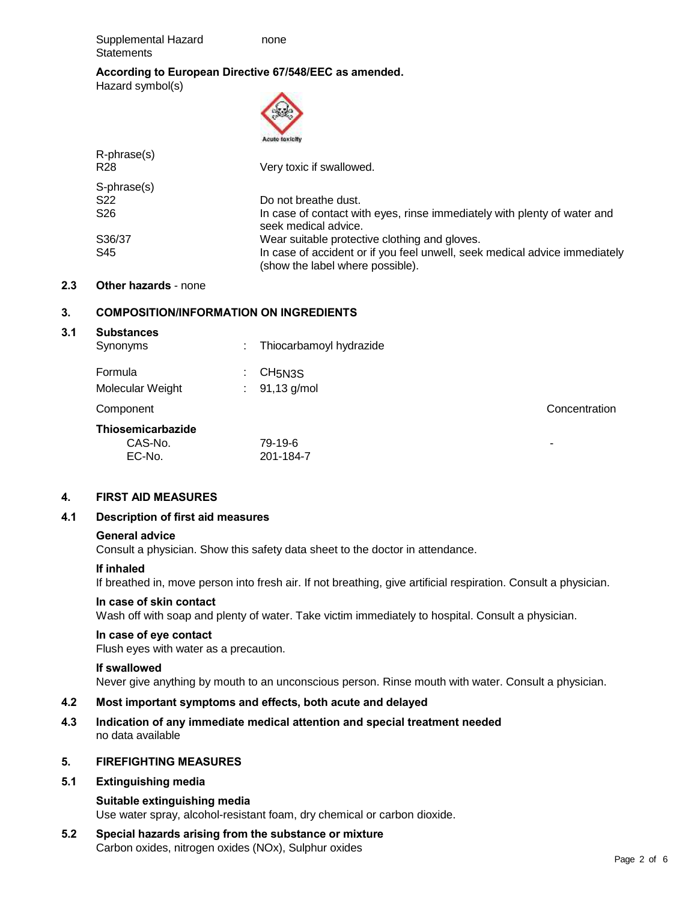| Supplemental Hazard Statements | none |
| --- | --- |

**According to European Directive 67/548/EEC as amended.**

Hazard symbol(s)

Acute toxicity

| R-phrase(s) | |
| --- | --- |
| R28 | Very toxic if swallowed. |

| S-phrase(s) | |
| --- | --- |
| S22 | Do not breathe dust. |
| S26 | In case of contact with eyes, rinse immediately with plenty of water and seek medical advice. |
| S36/37 | Wear suitable protective clothing and gloves. |
| S45 | In case of accident or if you feel unwell, seek medical advice immediately (show the label where possible). |

**2.3 Other hazards** - none

## 3. COMPOSITION/INFORMATION ON INGREDIENTS

### 3.1 Substances

| | | |
| --- | --- | --- |
| Synonyms | : | Thiocarbamoyl hydrazide |
| Formula | : | $CH_5N_3S$ |
| Molecular Weight | : | 91,13 g/mol |

| Component | | Concentration |
| --- | --- | --- |
| **Thiosemicarbazide** | | |
| CAS-No. | 79-19-6 | - |
| EC-No. | 201-184-7 | |

## 4. FIRST AID MEASURES

### 4.1 Description of first aid measures

**General advice**

Consult a physician. Show this safety data sheet to the doctor in attendance.

**If inhaled**

If breathed in, move person into fresh air. If not breathing, give artificial respiration. Consult a physician.

**In case of skin contact**

Wash off with soap and plenty of water. Take victim immediately to hospital. Consult a physician.

**In case of eye contact**

Flush eyes with water as a precaution.

**If swallowed**

Never give anything by mouth to an unconscious person. Rinse mouth with water. Consult a physician.

### 4.2 Most important symptoms and effects, both acute and delayed

### 4.3 Indication of any immediate medical attention and special treatment needed

no data available

## 5. FIREFIGHTING MEASURES

### 5.1 Extinguishing media

**Suitable extinguishing media**

Use water spray, alcohol-resistant foam, dry chemical or carbon dioxide.

### 5.2 Special hazards arising from the substance or mixture

Carbon oxides, nitrogen oxides (NOx), Sulphur oxides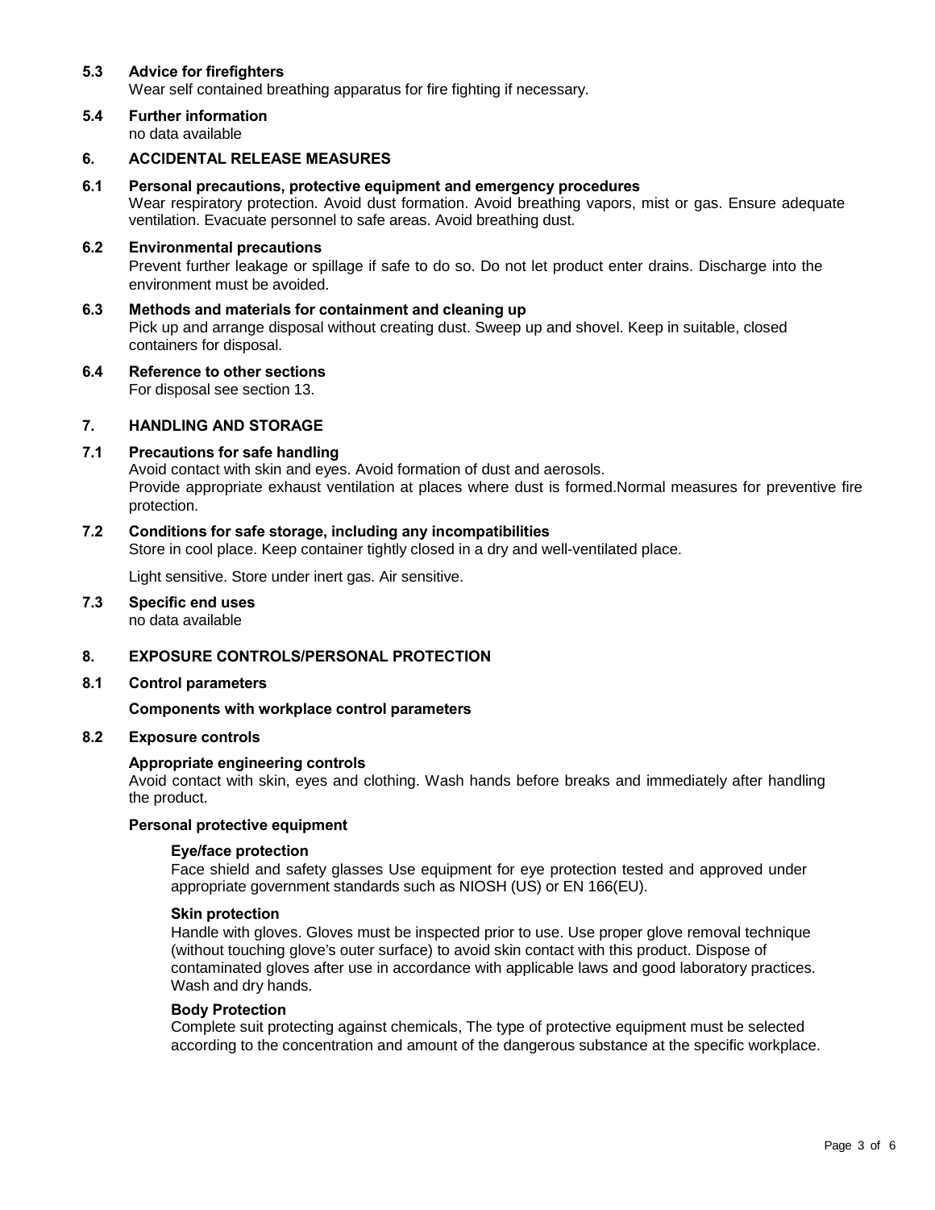### 5.3 Advice for firefighters

Wear self contained breathing apparatus for fire fighting if necessary.

### 5.4 Further information

no data available

## 6. ACCIDENTAL RELEASE MEASURES

### 6.1 Personal precautions, protective equipment and emergency procedures

Wear respiratory protection. Avoid dust formation. Avoid breathing vapors, mist or gas. Ensure adequate ventilation. Evacuate personnel to safe areas. Avoid breathing dust.

### 6.2 Environmental precautions

Prevent further leakage or spillage if safe to do so. Do not let product enter drains. Discharge into the environment must be avoided.

### 6.3 Methods and materials for containment and cleaning up

Pick up and arrange disposal without creating dust. Sweep up and shovel. Keep in suitable, closed containers for disposal.

### 6.4 Reference to other sections

For disposal see section 13.

## 7. HANDLING AND STORAGE

### 7.1 Precautions for safe handling

Avoid contact with skin and eyes. Avoid formation of dust and aerosols.
Provide appropriate exhaust ventilation at places where dust is formed.Normal measures for preventive fire protection.

### 7.2 Conditions for safe storage, including any incompatibilities

Store in cool place. Keep container tightly closed in a dry and well-ventilated place.

Light sensitive. Store under inert gas. Air sensitive.

### 7.3 Specific end uses

no data available

## 8. EXPOSURE CONTROLS/PERSONAL PROTECTION

### 8.1 Control parameters

**Components with workplace control parameters**

### 8.2 Exposure controls

**Appropriate engineering controls**

Avoid contact with skin, eyes and clothing. Wash hands before breaks and immediately after handling the product.

**Personal protective equipment**

**Eye/face protection**

Face shield and safety glasses Use equipment for eye protection tested and approved under appropriate government standards such as NIOSH (US) or EN 166(EU).

**Skin protection**

Handle with gloves. Gloves must be inspected prior to use. Use proper glove removal technique (without touching glove's outer surface) to avoid skin contact with this product. Dispose of contaminated gloves after use in accordance with applicable laws and good laboratory practices. Wash and dry hands.

**Body Protection**

Complete suit protecting against chemicals, The type of protective equipment must be selected according to the concentration and amount of the dangerous substance at the specific workplace.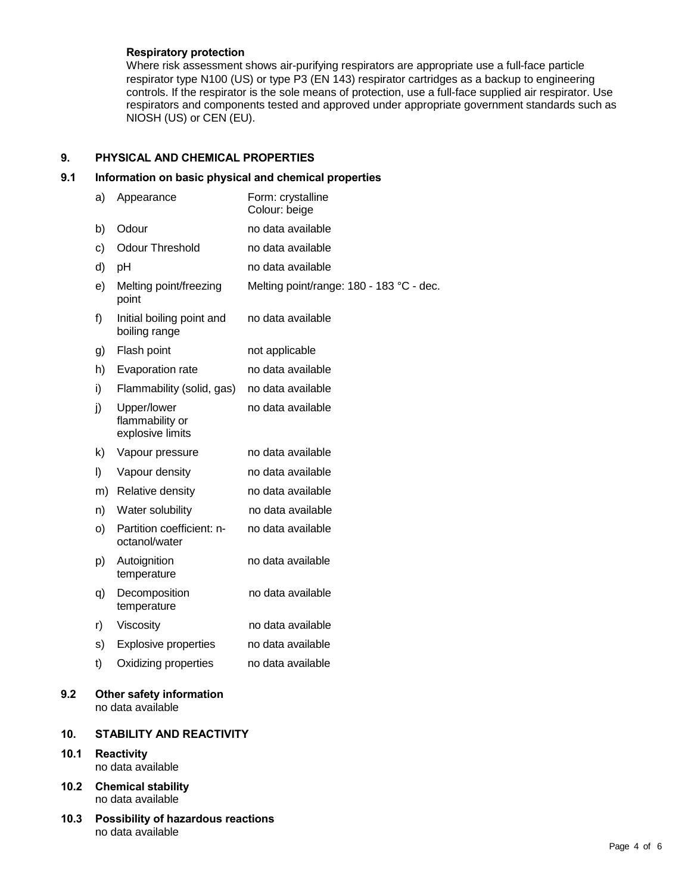**Respiratory protection**

Where risk assessment shows air-purifying respirators are appropriate use a full-face particle respirator type N100 (US) or type P3 (EN 143) respirator cartridges as a backup to engineering controls. If the respirator is the sole means of protection, use a full-face supplied air respirator. Use respirators and components tested and approved under appropriate government standards such as NIOSH (US) or CEN (EU).

## 9. PHYSICAL AND CHEMICAL PROPERTIES

### 9.1 Information on basic physical and chemical properties

| | Property | Value |
|---|---|---|
| a) | Appearance | Form: crystalline<br>Colour: beige |
| b) | Odour | no data available |
| c) | Odour Threshold | no data available |
| d) | pH | no data available |
| e) | Melting point/freezing point | Melting point/range: 180 - 183 °C - dec. |
| f) | Initial boiling point and boiling range | no data available |
| g) | Flash point | not applicable |
| h) | Evaporation rate | no data available |
| i) | Flammability (solid, gas) | no data available |
| j) | Upper/lower flammability or explosive limits | no data available |
| k) | Vapour pressure | no data available |
| l) | Vapour density | no data available |
| m) | Relative density | no data available |
| n) | Water solubility | no data available |
| o) | Partition coefficient: n-octanol/water | no data available |
| p) | Autoignition temperature | no data available |
| q) | Decomposition temperature | no data available |
| r) | Viscosity | no data available |
| s) | Explosive properties | no data available |
| t) | Oxidizing properties | no data available |

### 9.2 Other safety information

no data available

## 10. STABILITY AND REACTIVITY

### 10.1 Reactivity

no data available

### 10.2 Chemical stability

no data available

### 10.3 Possibility of hazardous reactions

no data available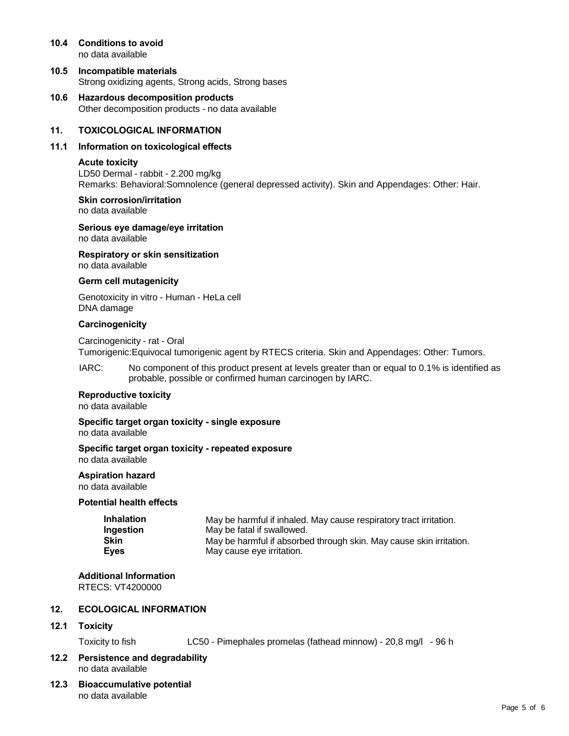## 10.4 Conditions to avoid

no data available

## 10.5 Incompatible materials

Strong oxidizing agents, Strong acids, Strong bases

## 10.6 Hazardous decomposition products

Other decomposition products - no data available

# 11. TOXICOLOGICAL INFORMATION

## 11.1 Information on toxicological effects

**Acute toxicity**

LD50 Dermal - rabbit - 2.200 mg/kg

Remarks: Behavioral:Somnolence (general depressed activity). Skin and Appendages: Other: Hair.

**Skin corrosion/irritation**

no data available

**Serious eye damage/eye irritation**

no data available

**Respiratory or skin sensitization**

no data available

**Germ cell mutagenicity**

Genotoxicity in vitro - Human - HeLa cell
DNA damage

**Carcinogenicity**

Carcinogenicity - rat - Oral

Tumorigenic:Equivocal tumorigenic agent by RTECS criteria. Skin and Appendages: Other: Tumors.

IARC: No component of this product present at levels greater than or equal to 0.1% is identified as probable, possible or confirmed human carcinogen by IARC.

**Reproductive toxicity**

no data available

**Specific target organ toxicity - single exposure**

no data available

**Specific target organ toxicity - repeated exposure**

no data available

**Aspiration hazard**

no data available

**Potential health effects**

| | |
|---|---|
| **Inhalation** | May be harmful if inhaled. May cause respiratory tract irritation. |
| **Ingestion** | May be fatal if swallowed. |
| **Skin** | May be harmful if absorbed through skin. May cause skin irritation. |
| **Eyes** | May cause eye irritation. |

**Additional Information**

RTECS: VT4200000

# 12. ECOLOGICAL INFORMATION

## 12.1 Toxicity

Toxicity to fish LC50 - Pimephales promelas (fathead minnow) - 20,8 mg/l - 96 h

## 12.2 Persistence and degradability

no data available

## 12.3 Bioaccumulative potential

no data available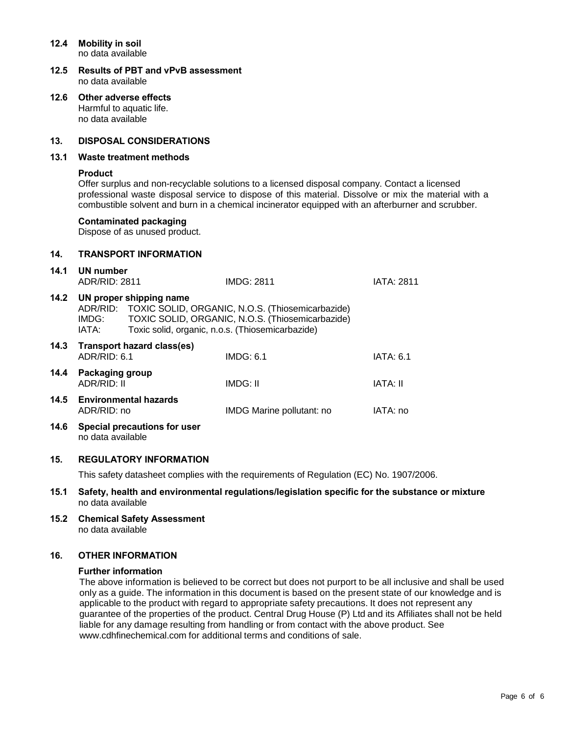### 12.4 Mobility in soil

no data available

### 12.5 Results of PBT and vPvB assessment

no data available

### 12.6 Other adverse effects

Harmful to aquatic life.
no data available

## 13. DISPOSAL CONSIDERATIONS

### 13.1 Waste treatment methods

**Product**

Offer surplus and non-recyclable solutions to a licensed disposal company. Contact a licensed professional waste disposal service to dispose of this material. Dissolve or mix the material with a combustible solvent and burn in a chemical incinerator equipped with an afterburner and scrubber.

**Contaminated packaging**

Dispose of as unused product.

## 14. TRANSPORT INFORMATION

### 14.1 UN number

| | | |
|---|---|---|
| ADR/RID: 2811 | IMDG: 2811 | IATA: 2811 |

### 14.2 UN proper shipping name

| | |
|---|---|
| ADR/RID: | TOXIC SOLID, ORGANIC, N.O.S. (Thiosemicarbazide) |
| IMDG: | TOXIC SOLID, ORGANIC, N.O.S. (Thiosemicarbazide) |
| IATA: | Toxic solid, organic, n.o.s. (Thiosemicarbazide) |

### 14.3 Transport hazard class(es)

| | | |
|---|---|---|
| ADR/RID: 6.1 | IMDG: 6.1 | IATA: 6.1 |

### 14.4 Packaging group

| | | |
|---|---|---|
| ADR/RID: II | IMDG: II | IATA: II |

### 14.5 Environmental hazards

| | | |
|---|---|---|
| ADR/RID: no | IMDG Marine pollutant: no | IATA: no |

### 14.6 Special precautions for user

no data available

## 15. REGULATORY INFORMATION

This safety datasheet complies with the requirements of Regulation (EC) No. 1907/2006.

### 15.1 Safety, health and environmental regulations/legislation specific for the substance or mixture

no data available

### 15.2 Chemical Safety Assessment

no data available

## 16. OTHER INFORMATION

**Further information**

The above information is believed to be correct but does not purport to be all inclusive and shall be used only as a guide. The information in this document is based on the present state of our knowledge and is applicable to the product with regard to appropriate safety precautions. It does not represent any guarantee of the properties of the product. Central Drug House (P) Ltd and its Affiliates shall not be held liable for any damage resulting from handling or from contact with the above product. See www.cdhfinechemical.com for additional terms and conditions of sale.